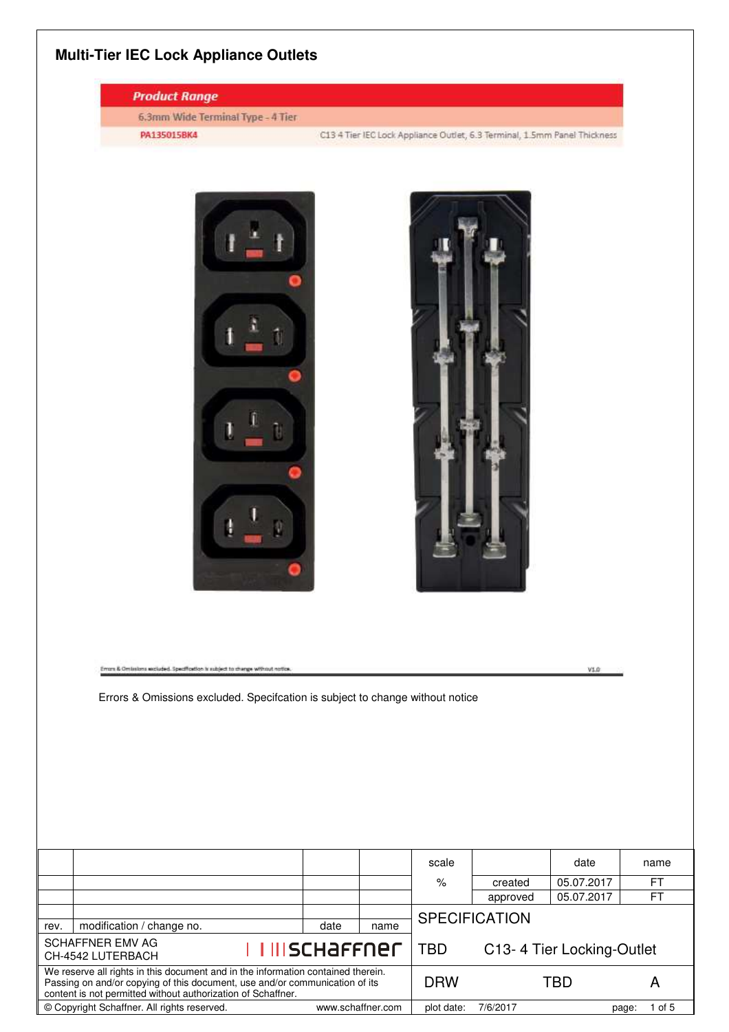# Multi-Tier IEC Lock Appliance Outlets

| Product Range | |
|---|---|
| 6.3mm Wide Terminal Type - 4 Tier | |
| PA135015BK4 | C13 4 Tier IEC Lock Appliance Outlet, 6.3 Terminal, 1.5mm Panel Thickness |

Errors & Omissions excluded. Specification is subject to change without notice. V1.0

Errors & Omissions excluded. Specifcation is subject to change without notice

| | | | | scale | | date | name |
|---|---|---|---|---|---|---|---|
| | | | | % | created | 05.07.2017 | FT |
| | | | | | approved | 05.07.2017 | FT |
| rev. | modification / change no. | date | name | SPECIFICATION | | | |
| SCHAFFNER EMV AG CH-4542 LUTERBACH | | schaffner | | TBD | C13- 4 Tier Locking-Outlet | | |
| We reserve all rights in this document and in the information contained therein. Passing on and/or copying of this document, use and/or communication of its content is not permitted without authorization of Schaffner. | | | | DRW | TBD | | A |
| © Copyright Schaffner. All rights reserved. | | www.schaffner.com | | plot date: 7/6/2017 | | | |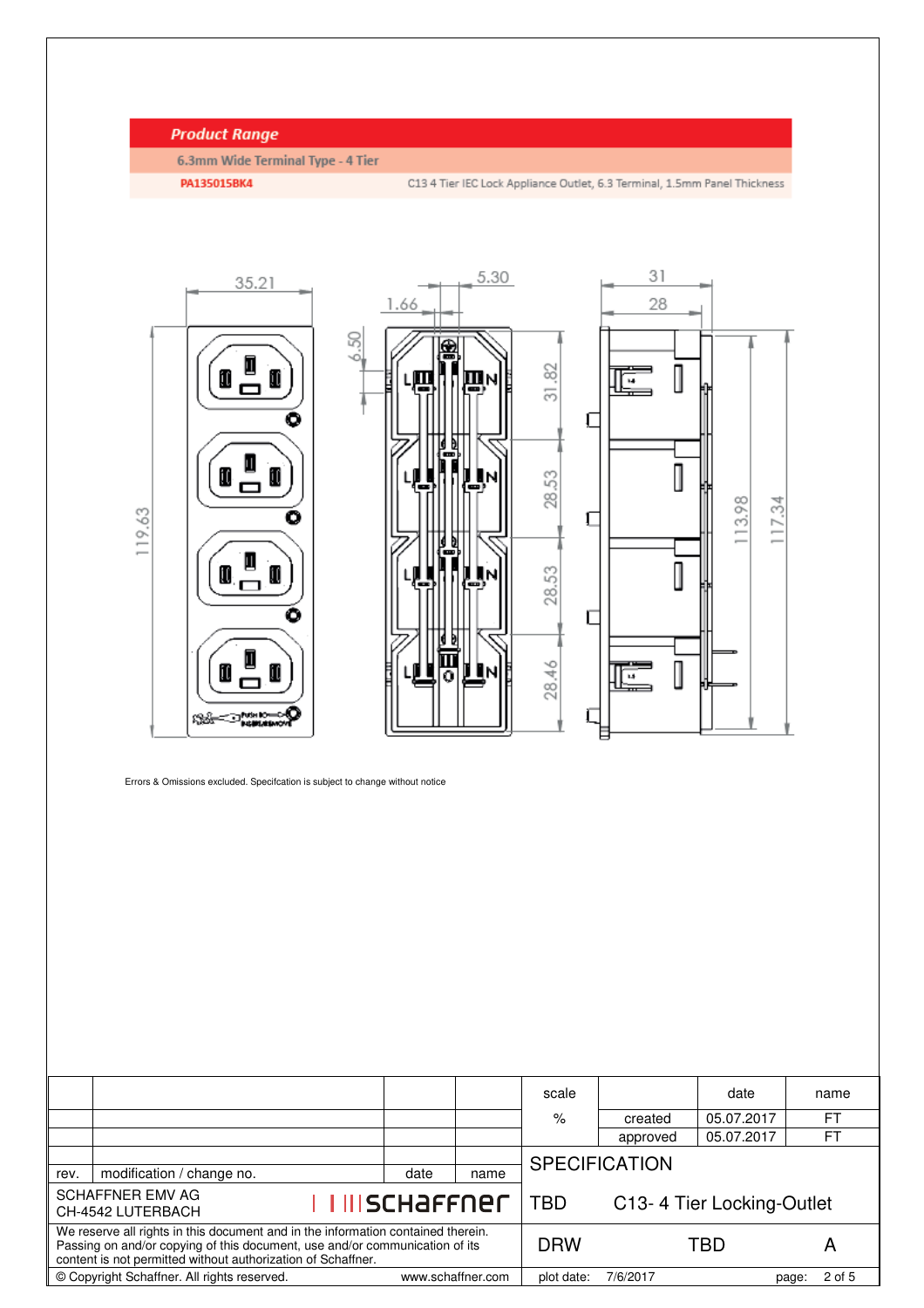## Product Range

### 6.3mm Wide Terminal Type - 4 Tier

| PA135015BK4 | C13 4 Tier IEC Lock Appliance Outlet, 6.3 Terminal, 1.5mm Panel Thickness |
|---|---|

35.21

5.30

1.66

31

28

6.50

119.63

31.82

28.53

28.53

28.46

113.98

117.34

L N

PUSH BOX INSERT/REMOVE

Errors & Omissions excluded. Specifcation is subject to change without notice

| | | | | scale | | date | name |
|---|---|---|---|---|---|---|---|
| | | | | % | created | 05.07.2017 | FT |
| | | | | | approved | 05.07.2017 | FT |
| rev. | modification / change no. | date | name | SPECIFICATION | | | |
| SCHAFFNER EMV AG<br>CH-4542 LUTERBACH | schaffner | | | TBD | C13- 4 Tier Locking-Outlet | | |
| We reserve all rights in this document and in the information contained therein. Passing on and/or copying of this document, use and/or communication of its content is not permitted without authorization of Schaffner. | | | | DRW | TBD | | A |
| © Copyright Schaffner. All rights reserved. | | www.schaffner.com | | plot date: | 7/6/2017 | page: | 2 of 5 |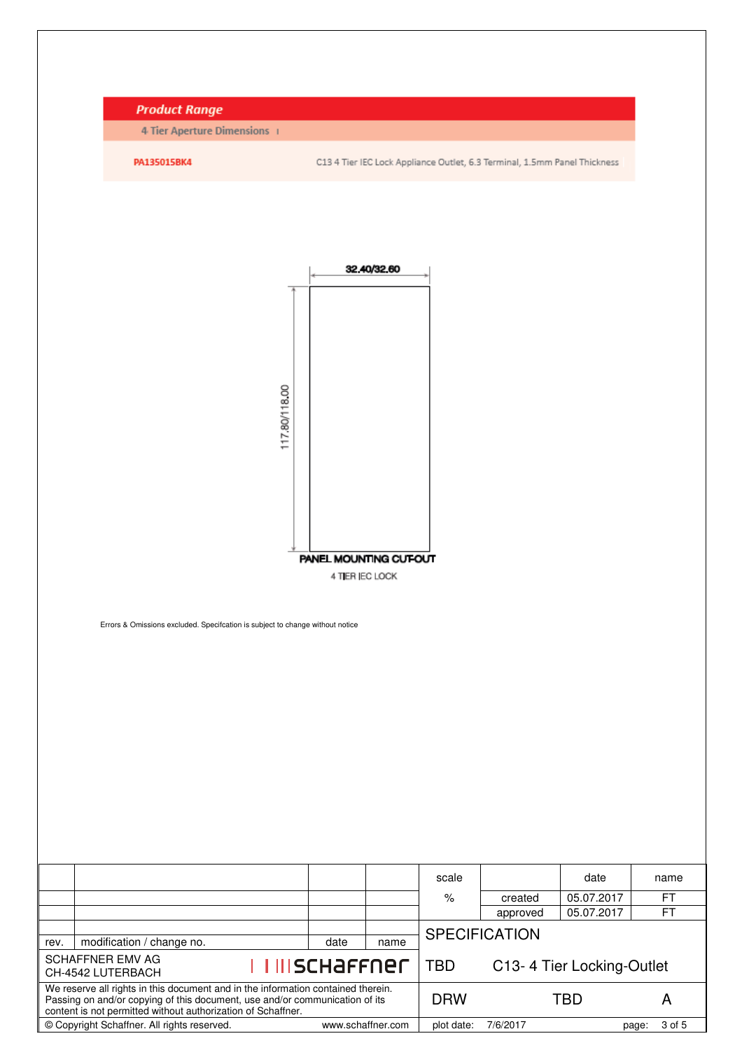## Product Range

4 Tier Aperture Dimensions

**PA135015BK4** C13 4 Tier IEC Lock Appliance Outlet, 6.3 Terminal, 1.5mm Panel Thickness

32.40/32.60

117.80/118.00

**PANEL MOUNTING CUT-OUT**

4 TIER IEC LOCK

Errors & Omissions excluded. Specifcation is subject to change without notice

| | | | | scale | | date | name |
|---|---|---|---|---|---|---|---|
| | | | | % | created | 05.07.2017 | FT |
| | | | | | approved | 05.07.2017 | FT |
| | | | | SPECIFICATION | | | |
| rev. | modification / change no. | date | name | | | | |
| SCHAFFNER EMV AG CH-4542 LUTERBACH | | schaffner | | TBD | C13- 4 Tier Locking-Outlet | | |
| We reserve all rights in this document and in the information contained therein. Passing on and/or copying of this document, use and/or communication of its content is not permitted without authorization of Schaffner. | | | | DRW | TBD | | A |
| © Copyright Schaffner. All rights reserved. | | www.schaffner.com | | plot date: | 7/6/2017 | | |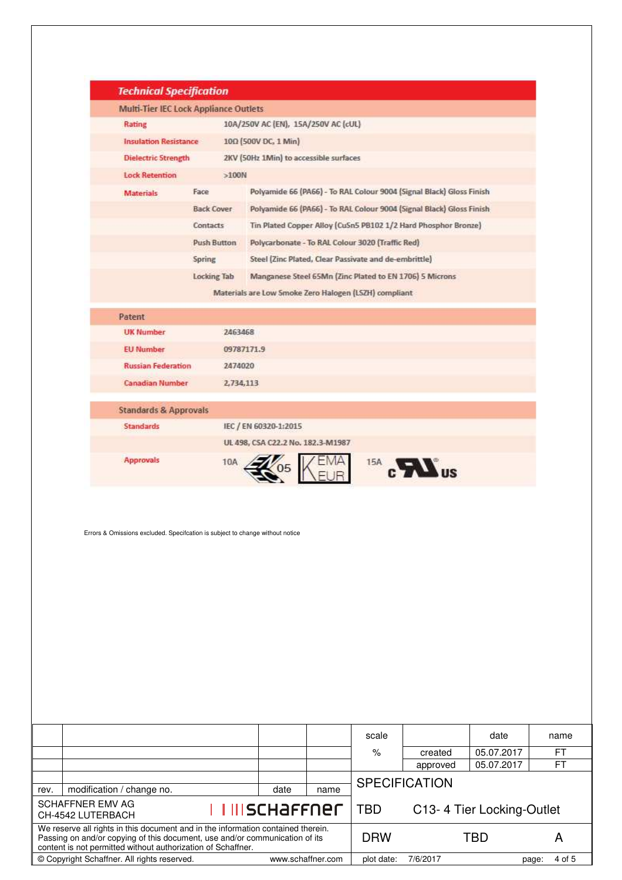## Technical Specification

### Multi-Tier IEC Lock Appliance Outlets

| | | |
|---|---|---|
| Rating | | 10A/250V AC (EN), 15A/250V AC (cUL) |
| Insulation Resistance | | 10Ω (500V DC, 1 Min) |
| Dielectric Strength | | 2KV (50Hz 1Min) to accessible surfaces |
| Lock Retention | | >100N |
| Materials | Face | Polyamide 66 (PA66) - To RAL Colour 9004 (Signal Black) Gloss Finish |
| | Back Cover | Polyamide 66 (PA66) - To RAL Colour 9004 (Signal Black) Gloss Finish |
| | Contacts | Tin Plated Copper Alloy (CuSn5 PB102 1/2 Hard Phosphor Bronze) |
| | Push Button | Polycarbonate - To RAL Colour 3020 (Traffic Red) |
| | Spring | Steel (Zinc Plated, Clear Passivate and de-embrittle) |
| | Locking Tab | Manganese Steel 65Mn (Zinc Plated to EN 1706) 5 Microns |

Materials are Low Smoke Zero Halogen (LSZH) compliant

### Patent

| | |
|---|---|
| UK Number | 2463468 |
| EU Number | 09787171.9 |
| Russian Federation | 2474020 |
| Canadian Number | 2,734,113 |

### Standards & Approvals

| | |
|---|---|
| Standards | IEC / EN 60320-1:2015 |
| | UL 498, CSA C22.2 No. 182.3-M1987 |
| Approvals | 10A ENEC 05, KEMA KEUR; 15A cULus |

Errors & Omissions excluded. Specifcation is subject to change without notice

| | | | | scale | | date | name |
|---|---|---|---|---|---|---|---|
| | | | | % | created | 05.07.2017 | FT |
| | | | | | approved | 05.07.2017 | FT |
| rev. | modification / change no. | date | name | SPECIFICATION | | | |
| SCHAFFNER EMV AG<br>CH-4542 LUTERBACH | schaffner | | | TBD | C13- 4 Tier Locking-Outlet | | |
| We reserve all rights in this document and in the information contained therein. Passing on and/or copying of this document, use and/or communication of its content is not permitted without authorization of Schaffner. | | | | DRW | TBD | | A |
| © Copyright Schaffner. All rights reserved. | | www.schaffner.com | | plot date: | 7/6/2017 | | |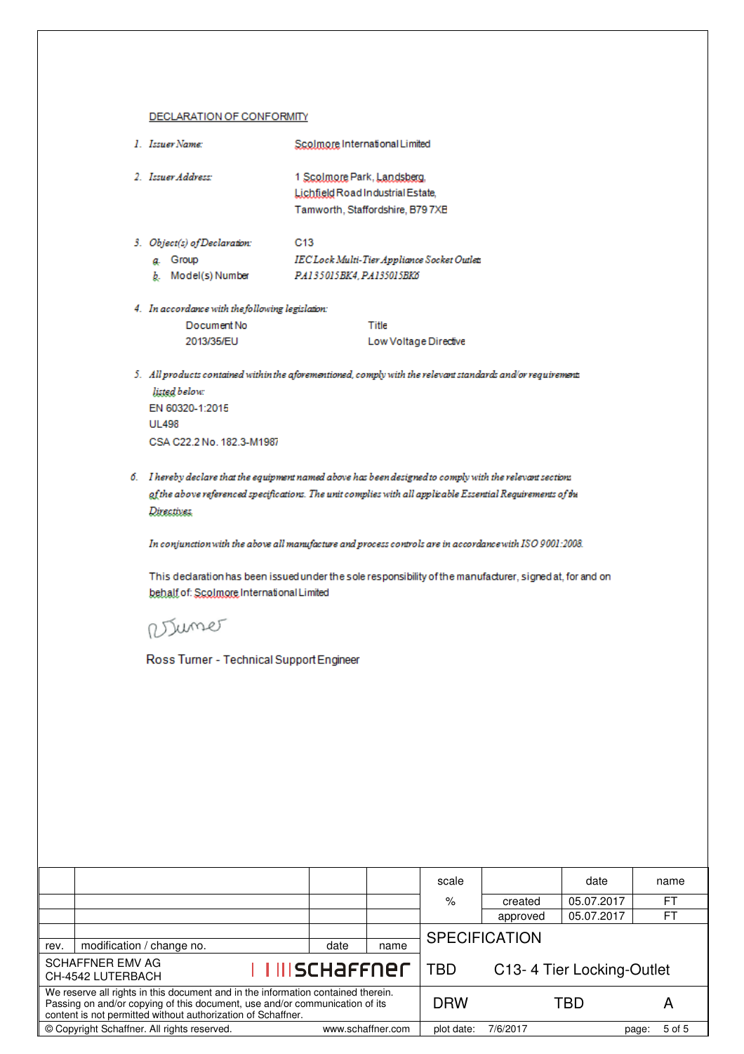## DECLARATION OF CONFORMITY

1. *Issuer Name:* Scolmore International Limited

2. *Issuer Address:* 1 Scolmore Park, Landsberg, Lichfield Road Industrial Estate, Tamworth, Staffordshire, B79 7XB

3. *Object(s) of Declaration:* C13
   a. Group — *IEC Lock Multi-Tier Appliance Socket Outlet*
   b. Model(s) Number — *PA135015BK4, PA135015BK6*

4. *In accordance with the following legislation:*

| Document No | Title |
|---|---|
| 2013/35/EU | Low Voltage Directive |

5. *All products contained within the aforementioned, comply with the relevant standards and/or requirements listed below:*
   EN 60320-1:2015
   UL498
   CSA C22.2 No. 182.3-M1987

6. *I hereby declare that the equipment named above has been designed to comply with the relevant sections of the above referenced specifications. The unit complies with all applicable Essential Requirements of the Directives.*

*In conjunction with the above all manufacture and process controls are in accordance with ISO 9001:2008.*

This declaration has been issued under the sole responsibility of the manufacturer, signed at, for and on behalf of: Scolmore International Limited

Ross Turner - Technical Support Engineer

| | | | | scale | | date | name |
|---|---|---|---|---|---|---|---|
| | | | | % | created | 05.07.2017 | FT |
| | | | | | approved | 05.07.2017 | FT |
| rev. | modification / change no. | date | name | SPECIFICATION | | | |
| SCHAFFNER EMV AG CH-4542 LUTERBACH | | schaffner | | TBD | C13- 4 Tier Locking-Outlet | | |
| We reserve all rights in this document and in the information contained therein. Passing on and/or copying of this document, use and/or communication of its content is not permitted without authorization of Schaffner. | | | | DRW | TBD | | A |
| © Copyright Schaffner. All rights reserved. | | www.schaffner.com | | plot date: | 7/6/2017 | | |